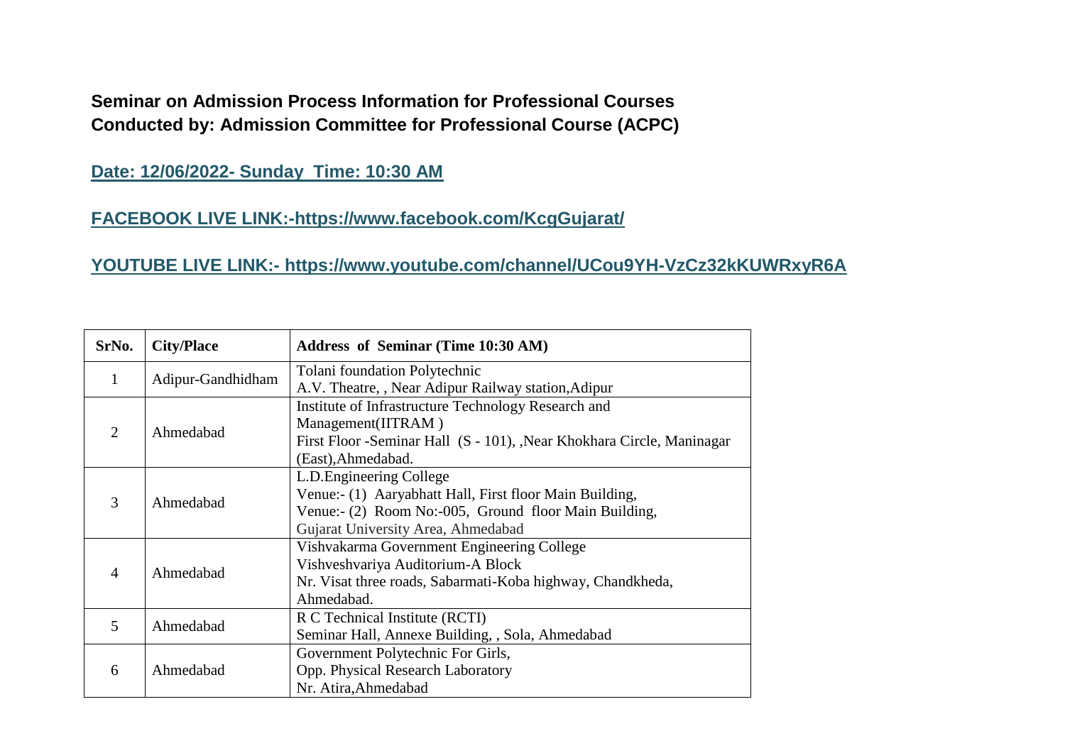**Seminar on Admission Process Information for Professional Courses**
**Conducted by: Admission Committee for Professional Course (ACPC)**

**Date: 12/06/2022- Sunday Time: 10:30 AM**

**FACEBOOK LIVE LINK:-https://www.facebook.com/KcgGujarat/**

**YOUTUBE LIVE LINK:- https://www.youtube.com/channel/UCou9YH-VzCz32kKUWRxyR6A**

| SrNo. | City/Place | Address of Seminar (Time 10:30 AM) |
|---|---|---|
| 1 | Adipur-Gandhidham | Tolani foundation Polytechnic<br>A.V. Theatre, , Near Adipur Railway station,Adipur |
| 2 | Ahmedabad | Institute of Infrastructure Technology Research and Management(IITRAM )<br>First Floor -Seminar Hall (S - 101), ,Near Khokhara Circle, Maninagar (East),Ahmedabad. |
| 3 | Ahmedabad | L.D.Engineering College<br>Venue:- (1) Aaryabhatt Hall, First floor Main Building,<br>Venue:- (2) Room No:-005, Ground floor Main Building,<br>Gujarat University Area, Ahmedabad |
| 4 | Ahmedabad | Vishvakarma Government Engineering College<br>Vishveshvariya Auditorium-A Block<br>Nr. Visat three roads, Sabarmati-Koba highway, Chandkheda, Ahmedabad. |
| 5 | Ahmedabad | R C Technical Institute (RCTI)<br>Seminar Hall, Annexe Building, , Sola, Ahmedabad |
| 6 | Ahmedabad | Government Polytechnic For Girls,<br>Opp. Physical Research Laboratory<br>Nr. Atira,Ahmedabad |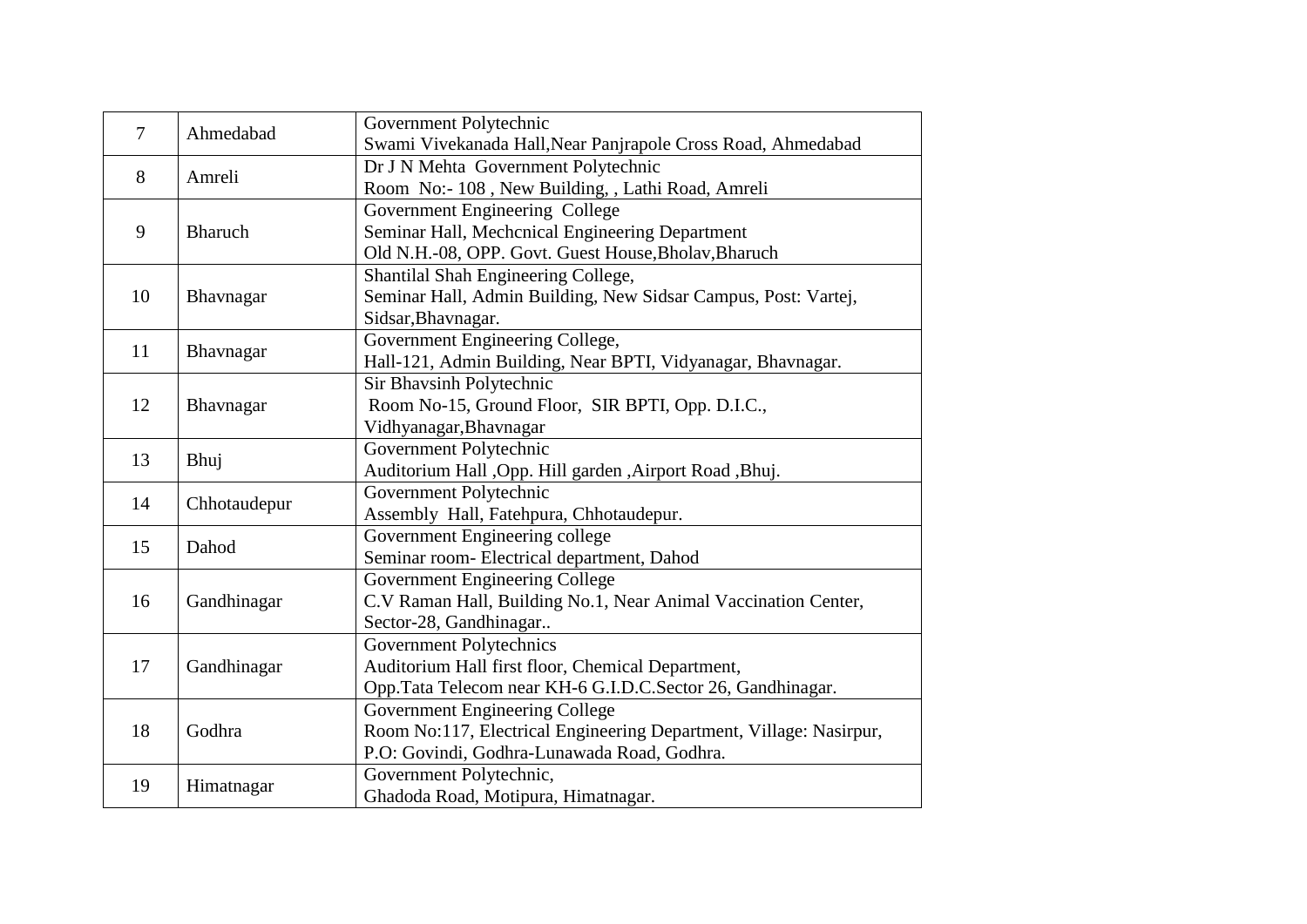| 7 | Ahmedabad | Government Polytechnic<br>Swami Vivekanada Hall,Near Panjrapole Cross Road, Ahmedabad |
|---|---|---|
| 8 | Amreli | Dr J N Mehta Government Polytechnic<br>Room No:- 108 , New Building, , Lathi Road, Amreli |
| 9 | Bharuch | Government Engineering College<br>Seminar Hall, Mechcnical Engineering Department<br>Old N.H.-08, OPP. Govt. Guest House,Bholav,Bharuch |
| 10 | Bhavnagar | Shantilal Shah Engineering College,<br>Seminar Hall, Admin Building, New Sidsar Campus, Post: Vartej, Sidsar,Bhavnagar. |
| 11 | Bhavnagar | Government Engineering College,<br>Hall-121, Admin Building, Near BPTI, Vidyanagar, Bhavnagar. |
| 12 | Bhavnagar | Sir Bhavsinh Polytechnic<br>Room No-15, Ground Floor, SIR BPTI, Opp. D.I.C., Vidhyanagar,Bhavnagar |
| 13 | Bhuj | Government Polytechnic<br>Auditorium Hall ,Opp. Hill garden ,Airport Road ,Bhuj. |
| 14 | Chhotaudepur | Government Polytechnic<br>Assembly Hall, Fatehpura, Chhotaudepur. |
| 15 | Dahod | Government Engineering college<br>Seminar room- Electrical department, Dahod |
| 16 | Gandhinagar | Government Engineering College<br>C.V Raman Hall, Building No.1, Near Animal Vaccination Center, Sector-28, Gandhinagar.. |
| 17 | Gandhinagar | Government Polytechnics<br>Auditorium Hall first floor, Chemical Department,<br>Opp.Tata Telecom near KH-6 G.I.D.C.Sector 26, Gandhinagar. |
| 18 | Godhra | Government Engineering College<br>Room No:117, Electrical Engineering Department, Village: Nasirpur, P.O: Govindi, Godhra-Lunawada Road, Godhra. |
| 19 | Himatnagar | Government Polytechnic,<br>Ghadoda Road, Motipura, Himatnagar. |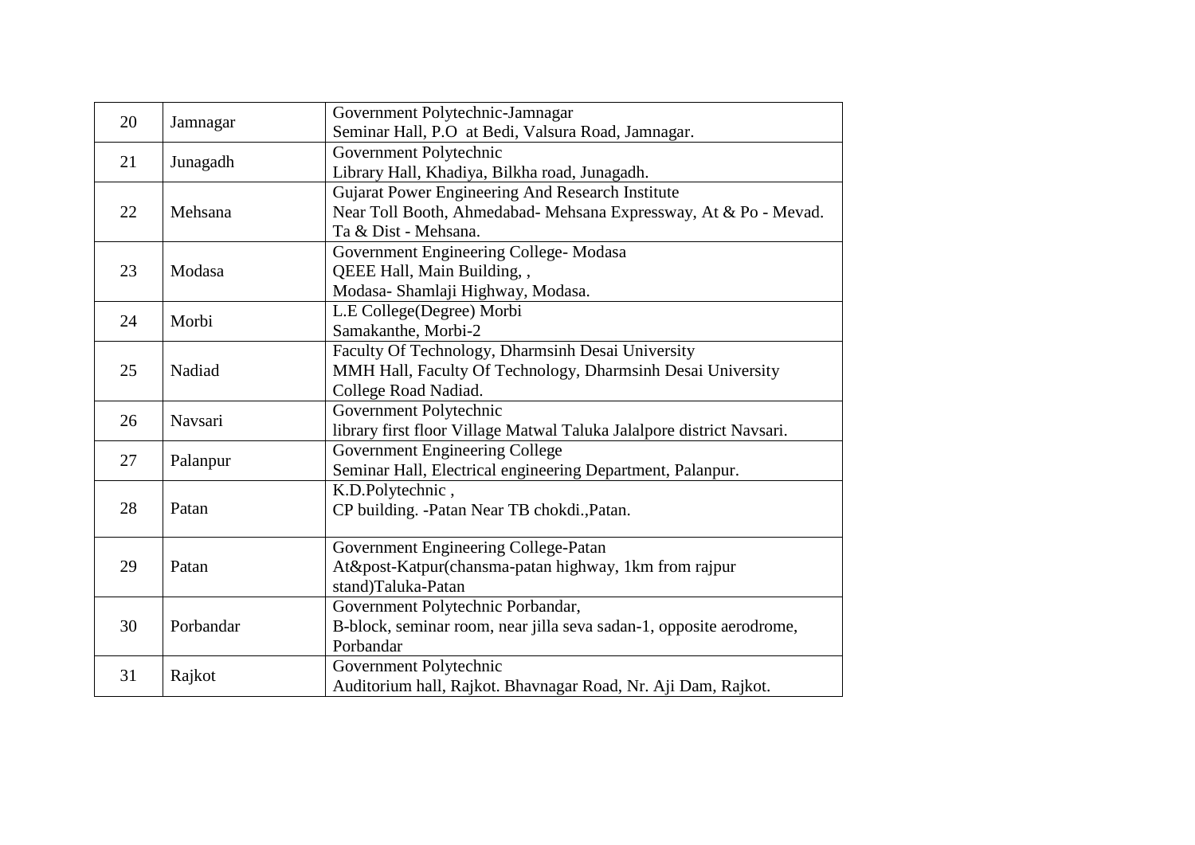| 20 | Jamnagar | Government Polytechnic-Jamnagar<br>Seminar Hall, P.O  at Bedi, Valsura Road, Jamnagar. |
|---|---|---|
| 21 | Junagadh | Government Polytechnic<br>Library Hall, Khadiya, Bilkha road, Junagadh. |
| 22 | Mehsana | Gujarat Power Engineering And Research Institute<br>Near Toll Booth, Ahmedabad- Mehsana Expressway, At & Po - Mevad. Ta & Dist - Mehsana. |
| 23 | Modasa | Government Engineering College- Modasa<br>QEEE Hall, Main Building, ,<br>Modasa- Shamlaji Highway, Modasa. |
| 24 | Morbi | L.E College(Degree) Morbi<br>Samakanthe, Morbi-2 |
| 25 | Nadiad | Faculty Of Technology, Dharmsinh Desai University<br>MMH Hall, Faculty Of Technology, Dharmsinh Desai University College Road Nadiad. |
| 26 | Navsari | Government Polytechnic<br>library first floor Village Matwal Taluka Jalalpore district Navsari. |
| 27 | Palanpur | Government Engineering College<br>Seminar Hall, Electrical engineering Department, Palanpur. |
| 28 | Patan | K.D.Polytechnic ,<br>CP building. -Patan Near TB chokdi.,Patan. |
| 29 | Patan | Government Engineering College-Patan<br>At&post-Katpur(chansma-patan highway, 1km from rajpur stand)Taluka-Patan |
| 30 | Porbandar | Government Polytechnic Porbandar,<br>B-block, seminar room, near jilla seva sadan-1, opposite aerodrome, Porbandar |
| 31 | Rajkot | Government Polytechnic<br>Auditorium hall, Rajkot. Bhavnagar Road, Nr. Aji Dam, Rajkot. |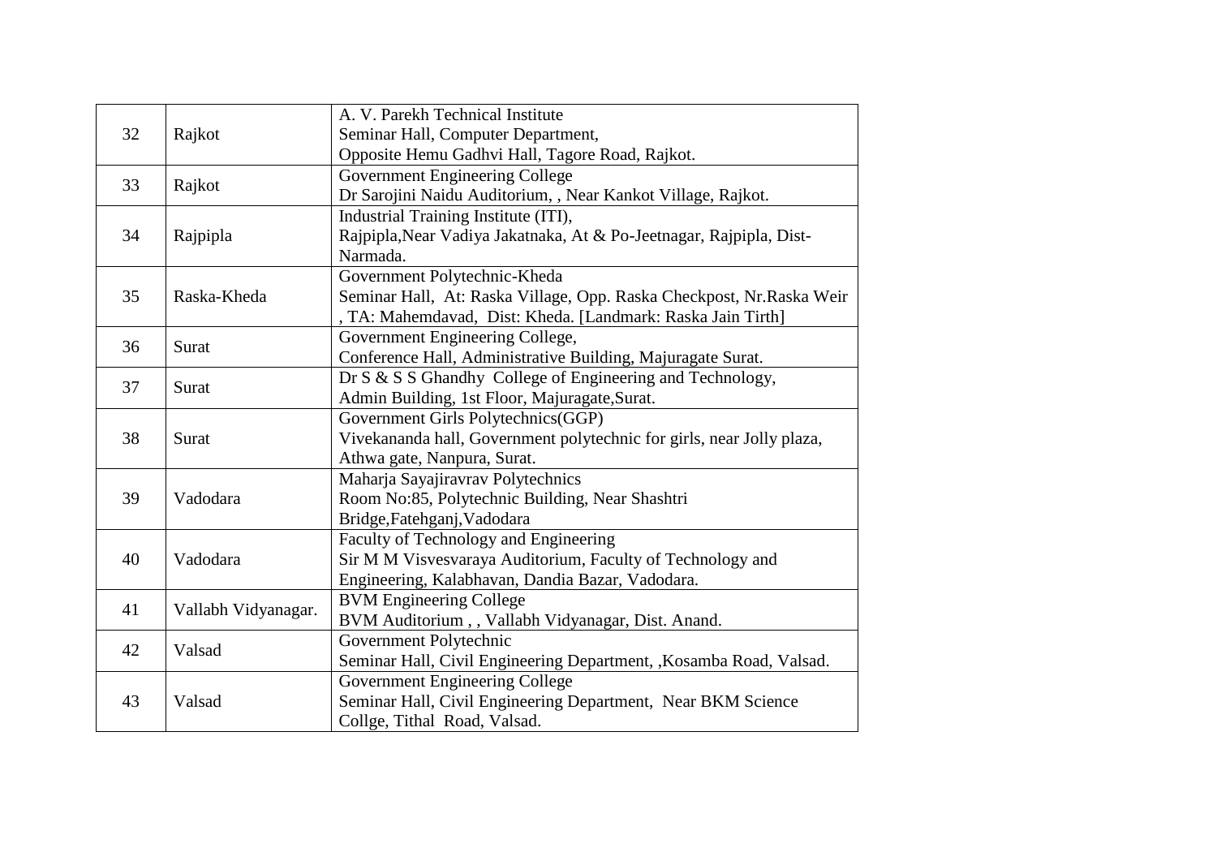| | | |
|---|---|---|
| 32 | Rajkot | A. V. Parekh Technical Institute<br>Seminar Hall, Computer Department,<br>Opposite Hemu Gadhvi Hall, Tagore Road, Rajkot. |
| 33 | Rajkot | Government Engineering College<br>Dr Sarojini Naidu Auditorium, , Near Kankot Village, Rajkot. |
| 34 | Rajpipla | Industrial Training Institute (ITI),<br>Rajpipla,Near Vadiya Jakatnaka, At & Po-Jeetnagar, Rajpipla, Dist-Narmada. |
| 35 | Raska-Kheda | Government Polytechnic-Kheda<br>Seminar Hall, At: Raska Village, Opp. Raska Checkpost, Nr.Raska Weir , TA: Mahemdavad, Dist: Kheda. [Landmark: Raska Jain Tirth] |
| 36 | Surat | Government Engineering College,<br>Conference Hall, Administrative Building, Majuragate Surat. |
| 37 | Surat | Dr S & S S Ghandhy College of Engineering and Technology,<br>Admin Building, 1st Floor, Majuragate,Surat. |
| 38 | Surat | Government Girls Polytechnics(GGP)<br>Vivekananda hall, Government polytechnic for girls, near Jolly plaza, Athwa gate, Nanpura, Surat. |
| 39 | Vadodara | Maharja Sayajiravrav Polytechnics<br>Room No:85, Polytechnic Building, Near Shashtri Bridge,Fatehganj,Vadodara |
| 40 | Vadodara | Faculty of Technology and Engineering<br>Sir M M Visvesvaraya Auditorium, Faculty of Technology and Engineering, Kalabhavan, Dandia Bazar, Vadodara. |
| 41 | Vallabh Vidyanagar. | BVM Engineering College<br>BVM Auditorium , , Vallabh Vidyanagar, Dist. Anand. |
| 42 | Valsad | Government Polytechnic<br>Seminar Hall, Civil Engineering Department, ,Kosamba Road, Valsad. |
| 43 | Valsad | Government Engineering College<br>Seminar Hall, Civil Engineering Department, Near BKM Science Collge, Tithal Road, Valsad. |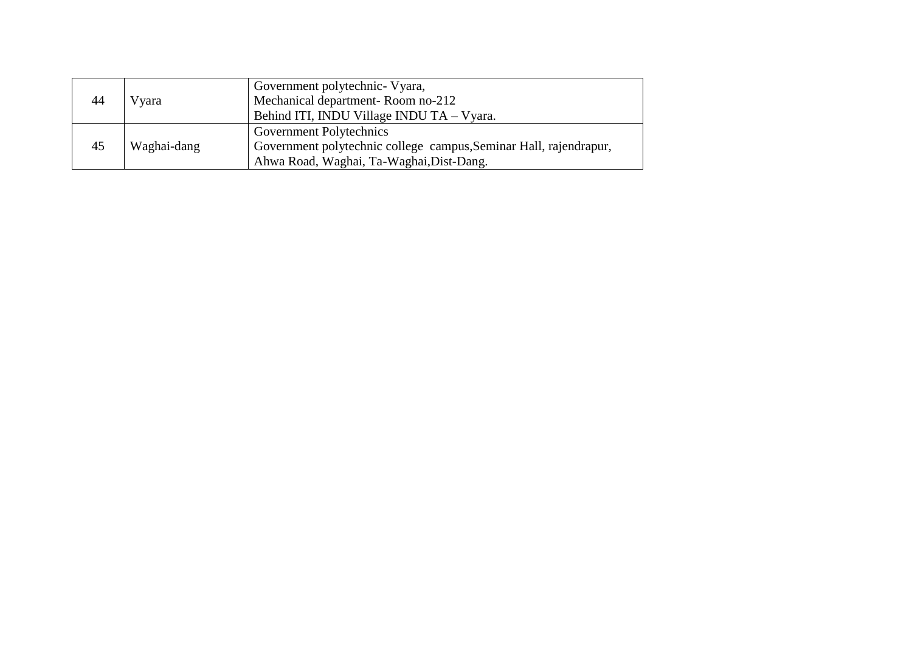| | | |
|---|---|---|
| 44 | Vyara | Government polytechnic- Vyara,<br>Mechanical department- Room no-212<br>Behind ITI, INDU Village INDU TA – Vyara. |
| 45 | Waghai-dang | Government Polytechnics<br>Government polytechnic college campus,Seminar Hall, rajendrapur,<br>Ahwa Road, Waghai, Ta-Waghai,Dist-Dang. |